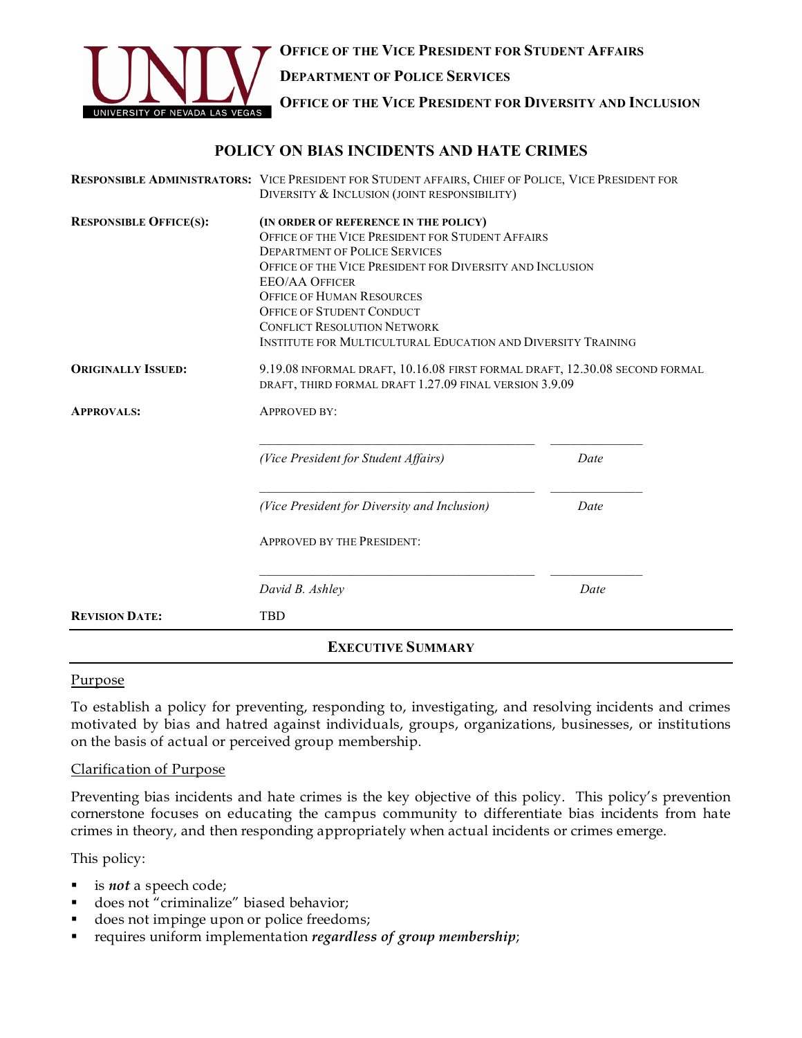**UNLV** UNIVERSITY OF NEVADA LAS VEGAS

**OFFICE OF THE VICE PRESIDENT FOR STUDENT AFFAIRS**

**DEPARTMENT OF POLICE SERVICES**

**OFFICE OF THE VICE PRESIDENT FOR DIVERSITY AND INCLUSION**

# POLICY ON BIAS INCIDENTS AND HATE CRIMES

| | |
|---|---|
| **RESPONSIBLE ADMINISTRATORS:** | VICE PRESIDENT FOR STUDENT AFFAIRS, CHIEF OF POLICE, VICE PRESIDENT FOR DIVERSITY & INCLUSION (JOINT RESPONSIBILITY) |
| **RESPONSIBLE OFFICE(S):** | **(IN ORDER OF REFERENCE IN THE POLICY)**<br>OFFICE OF THE VICE PRESIDENT FOR STUDENT AFFAIRS<br>DEPARTMENT OF POLICE SERVICES<br>OFFICE OF THE VICE PRESIDENT FOR DIVERSITY AND INCLUSION<br>EEO/AA OFFICER<br>OFFICE OF HUMAN RESOURCES<br>OFFICE OF STUDENT CONDUCT<br>CONFLICT RESOLUTION NETWORK<br>INSTITUTE FOR MULTICULTURAL EDUCATION AND DIVERSITY TRAINING |
| **ORIGINALLY ISSUED:** | 9.19.08 INFORMAL DRAFT, 10.16.08 FIRST FORMAL DRAFT, 12.30.08 SECOND FORMAL DRAFT, THIRD FORMAL DRAFT 1.27.09 FINAL VERSION 3.9.09 |
| **APPROVALS:** | APPROVED BY:<br><br>_______________________ _________<br>*(Vice President for Student Affairs)* *Date*<br><br>_______________________ _________<br>*(Vice President for Diversity and Inclusion)* *Date*<br><br>APPROVED BY THE PRESIDENT:<br><br>_______________________ _________<br>*David B. Ashley* *Date* |
| **REVISION DATE:** | TBD |

## EXECUTIVE SUMMARY

### Purpose

To establish a policy for preventing, responding to, investigating, and resolving incidents and crimes motivated by bias and hatred against individuals, groups, organizations, businesses, or institutions on the basis of actual or perceived group membership.

### Clarification of Purpose

Preventing bias incidents and hate crimes is the key objective of this policy. This policy's prevention cornerstone focuses on educating the campus community to differentiate bias incidents from hate crimes in theory, and then responding appropriately when actual incidents or crimes emerge.

This policy:

- is ***not*** a speech code;
- does not "criminalize" biased behavior;
- does not impinge upon or police freedoms;
- requires uniform implementation ***regardless of group membership***;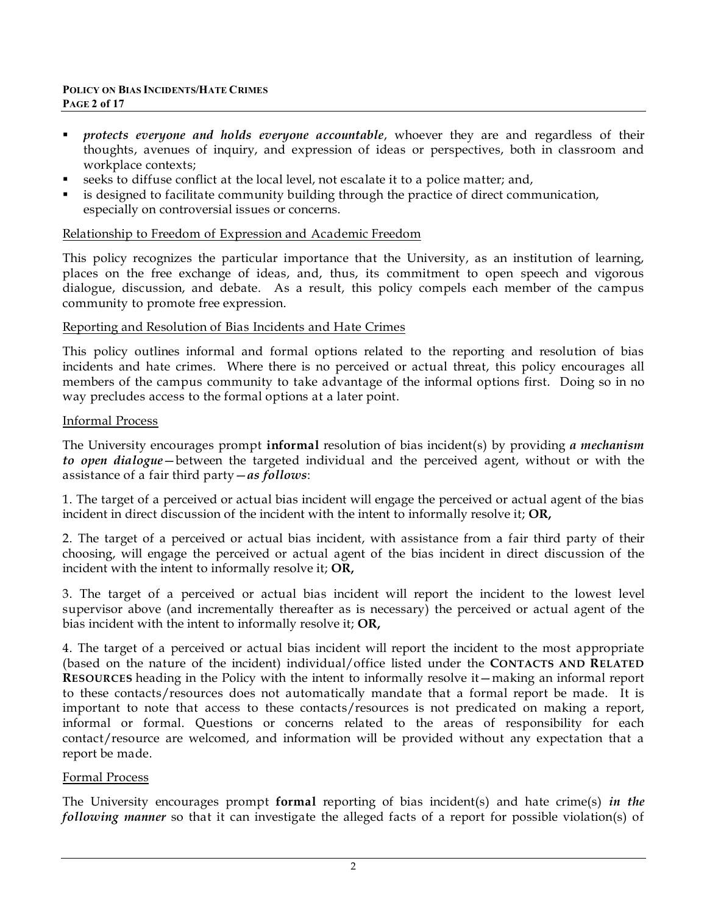- ***protects everyone and holds everyone accountable***, whoever they are and regardless of their thoughts, avenues of inquiry, and expression of ideas or perspectives, both in classroom and workplace contexts;
- seeks to diffuse conflict at the local level, not escalate it to a police matter; and,
- is designed to facilitate community building through the practice of direct communication, especially on controversial issues or concerns.

<u>Relationship to Freedom of Expression and Academic Freedom</u>

This policy recognizes the particular importance that the University, as an institution of learning, places on the free exchange of ideas, and, thus, its commitment to open speech and vigorous dialogue, discussion, and debate. As a result, this policy compels each member of the campus community to promote free expression.

<u>Reporting and Resolution of Bias Incidents and Hate Crimes</u>

This policy outlines informal and formal options related to the reporting and resolution of bias incidents and hate crimes. Where there is no perceived or actual threat, this policy encourages all members of the campus community to take advantage of the informal options first. Doing so in no way precludes access to the formal options at a later point.

<u>Informal Process</u>

The University encourages prompt **informal** resolution of bias incident(s) by providing ***a mechanism to open dialogue***—between the targeted individual and the perceived agent, without or with the assistance of a fair third party—***as follows***:

1. The target of a perceived or actual bias incident will engage the perceived or actual agent of the bias incident in direct discussion of the incident with the intent to informally resolve it; **OR,**

2. The target of a perceived or actual bias incident, with assistance from a fair third party of their choosing, will engage the perceived or actual agent of the bias incident in direct discussion of the incident with the intent to informally resolve it; **OR,**

3. The target of a perceived or actual bias incident will report the incident to the lowest level supervisor above (and incrementally thereafter as is necessary) the perceived or actual agent of the bias incident with the intent to informally resolve it; **OR,**

4. The target of a perceived or actual bias incident will report the incident to the most appropriate (based on the nature of the incident) individual/office listed under the **CONTACTS AND RELATED RESOURCES** heading in the Policy with the intent to informally resolve it—making an informal report to these contacts/resources does not automatically mandate that a formal report be made. It is important to note that access to these contacts/resources is not predicated on making a report, informal or formal. Questions or concerns related to the areas of responsibility for each contact/resource are welcomed, and information will be provided without any expectation that a report be made.

<u>Formal Process</u>

The University encourages prompt **formal** reporting of bias incident(s) and hate crime(s) ***in the following manner*** so that it can investigate the alleged facts of a report for possible violation(s) of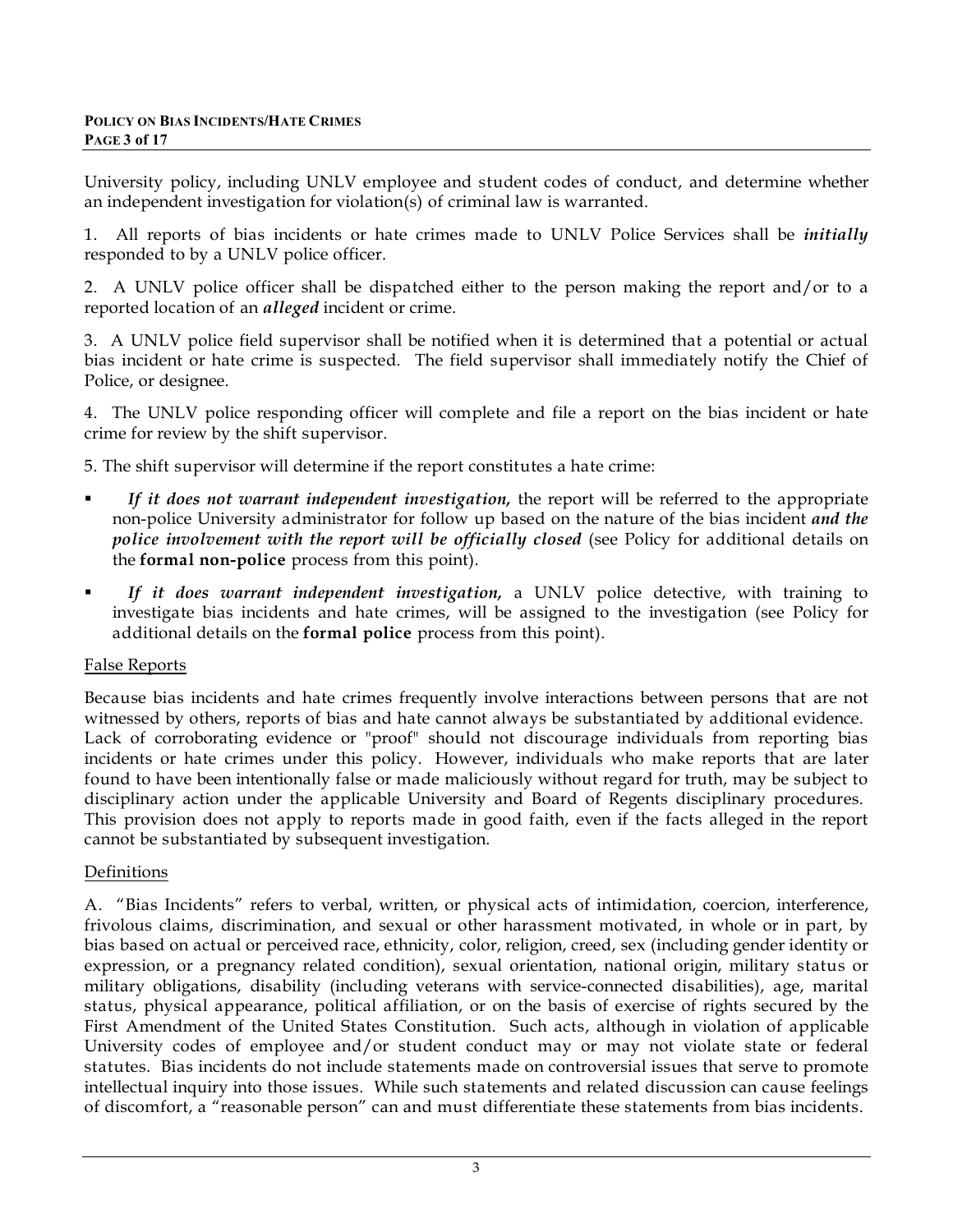University policy, including UNLV employee and student codes of conduct, and determine whether an independent investigation for violation(s) of criminal law is warranted.

1. All reports of bias incidents or hate crimes made to UNLV Police Services shall be ***initially*** responded to by a UNLV police officer.

2. A UNLV police officer shall be dispatched either to the person making the report and/or to a reported location of an ***alleged*** incident or crime.

3. A UNLV police field supervisor shall be notified when it is determined that a potential or actual bias incident or hate crime is suspected. The field supervisor shall immediately notify the Chief of Police, or designee.

4. The UNLV police responding officer will complete and file a report on the bias incident or hate crime for review by the shift supervisor.

5. The shift supervisor will determine if the report constitutes a hate crime:

- ***If it does not warrant independent investigation,*** the report will be referred to the appropriate non-police University administrator for follow up based on the nature of the bias incident ***and the police involvement with the report will be officially closed*** (see Policy for additional details on the **formal non-police** process from this point).
- ***If it does warrant independent investigation,*** a UNLV police detective, with training to investigate bias incidents and hate crimes, will be assigned to the investigation (see Policy for additional details on the **formal police** process from this point).

<u>False Reports</u>

Because bias incidents and hate crimes frequently involve interactions between persons that are not witnessed by others, reports of bias and hate cannot always be substantiated by additional evidence. Lack of corroborating evidence or "proof" should not discourage individuals from reporting bias incidents or hate crimes under this policy. However, individuals who make reports that are later found to have been intentionally false or made maliciously without regard for truth, may be subject to disciplinary action under the applicable University and Board of Regents disciplinary procedures. This provision does not apply to reports made in good faith, even if the facts alleged in the report cannot be substantiated by subsequent investigation.

<u>Definitions</u>

A. "Bias Incidents" refers to verbal, written, or physical acts of intimidation, coercion, interference, frivolous claims, discrimination, and sexual or other harassment motivated, in whole or in part, by bias based on actual or perceived race, ethnicity, color, religion, creed, sex (including gender identity or expression, or a pregnancy related condition), sexual orientation, national origin, military status or military obligations, disability (including veterans with service-connected disabilities), age, marital status, physical appearance, political affiliation, or on the basis of exercise of rights secured by the First Amendment of the United States Constitution. Such acts, although in violation of applicable University codes of employee and/or student conduct may or may not violate state or federal statutes. Bias incidents do not include statements made on controversial issues that serve to promote intellectual inquiry into those issues. While such statements and related discussion can cause feelings of discomfort, a "reasonable person" can and must differentiate these statements from bias incidents.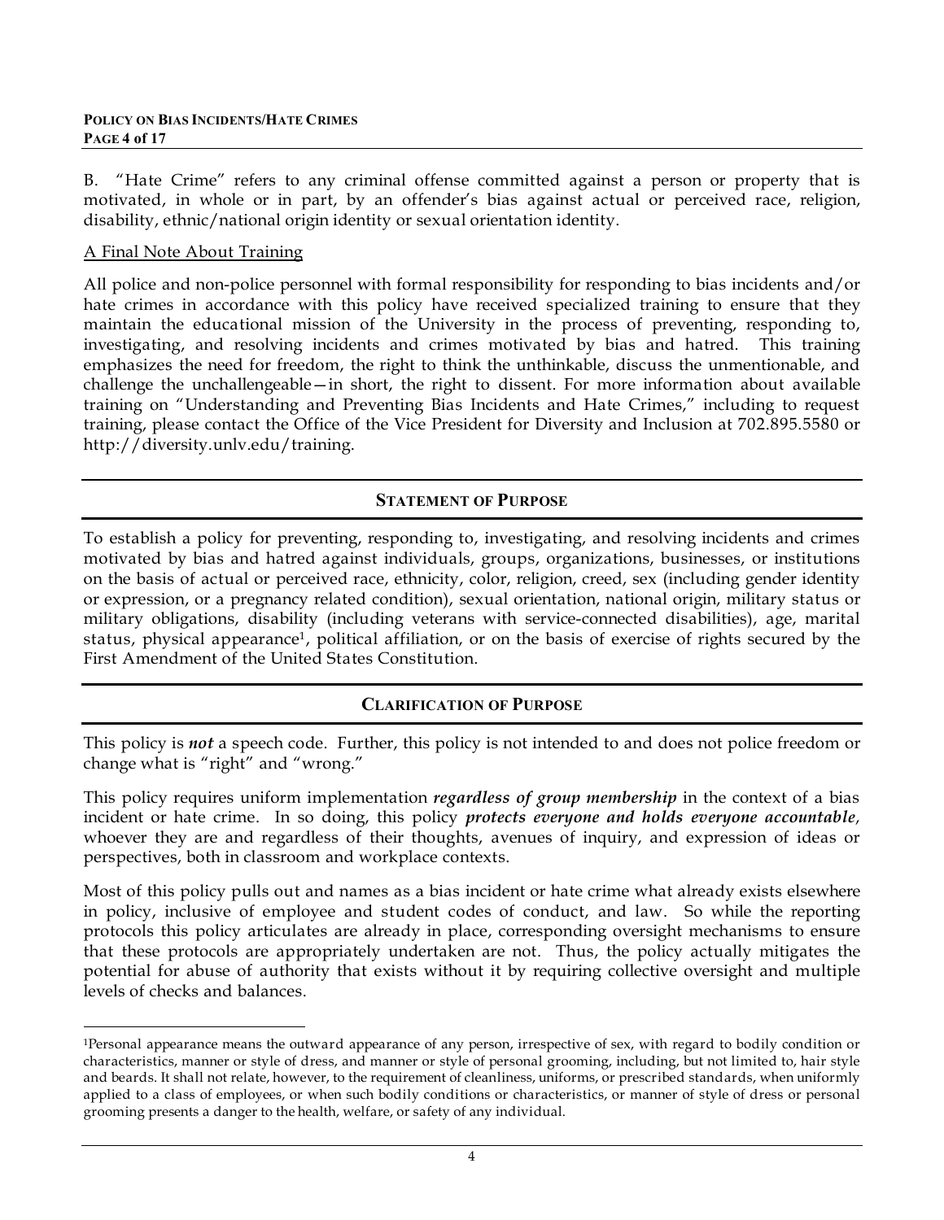B. "Hate Crime" refers to any criminal offense committed against a person or property that is motivated, in whole or in part, by an offender's bias against actual or perceived race, religion, disability, ethnic/national origin identity or sexual orientation identity.

<u>A Final Note About Training</u>

All police and non-police personnel with formal responsibility for responding to bias incidents and/or hate crimes in accordance with this policy have received specialized training to ensure that they maintain the educational mission of the University in the process of preventing, responding to, investigating, and resolving incidents and crimes motivated by bias and hatred. This training emphasizes the need for freedom, the right to think the unthinkable, discuss the unmentionable, and challenge the unchallengeable—in short, the right to dissent. For more information about available training on "Understanding and Preventing Bias Incidents and Hate Crimes," including to request training, please contact the Office of the Vice President for Diversity and Inclusion at 702.895.5580 or http://diversity.unlv.edu/training.

## STATEMENT OF PURPOSE

To establish a policy for preventing, responding to, investigating, and resolving incidents and crimes motivated by bias and hatred against individuals, groups, organizations, businesses, or institutions on the basis of actual or perceived race, ethnicity, color, religion, creed, sex (including gender identity or expression, or a pregnancy related condition), sexual orientation, national origin, military status or military obligations, disability (including veterans with service-connected disabilities), age, marital status, physical appearance[1], political affiliation, or on the basis of exercise of rights secured by the First Amendment of the United States Constitution.

## CLARIFICATION OF PURPOSE

This policy is ***not*** a speech code. Further, this policy is not intended to and does not police freedom or change what is "right" and "wrong."

This policy requires uniform implementation ***regardless of group membership*** in the context of a bias incident or hate crime. In so doing, this policy ***protects everyone and holds everyone accountable***, whoever they are and regardless of their thoughts, avenues of inquiry, and expression of ideas or perspectives, both in classroom and workplace contexts.

Most of this policy pulls out and names as a bias incident or hate crime what already exists elsewhere in policy, inclusive of employee and student codes of conduct, and law. So while the reporting protocols this policy articulates are already in place, corresponding oversight mechanisms to ensure that these protocols are appropriately undertaken are not. Thus, the policy actually mitigates the potential for abuse of authority that exists without it by requiring collective oversight and multiple levels of checks and balances.

---

[1]Personal appearance means the outward appearance of any person, irrespective of sex, with regard to bodily condition or characteristics, manner or style of dress, and manner or style of personal grooming, including, but not limited to, hair style and beards. It shall not relate, however, to the requirement of cleanliness, uniforms, or prescribed standards, when uniformly applied to a class of employees, or when such bodily conditions or characteristics, or manner of style of dress or personal grooming presents a danger to the health, welfare, or safety of any individual.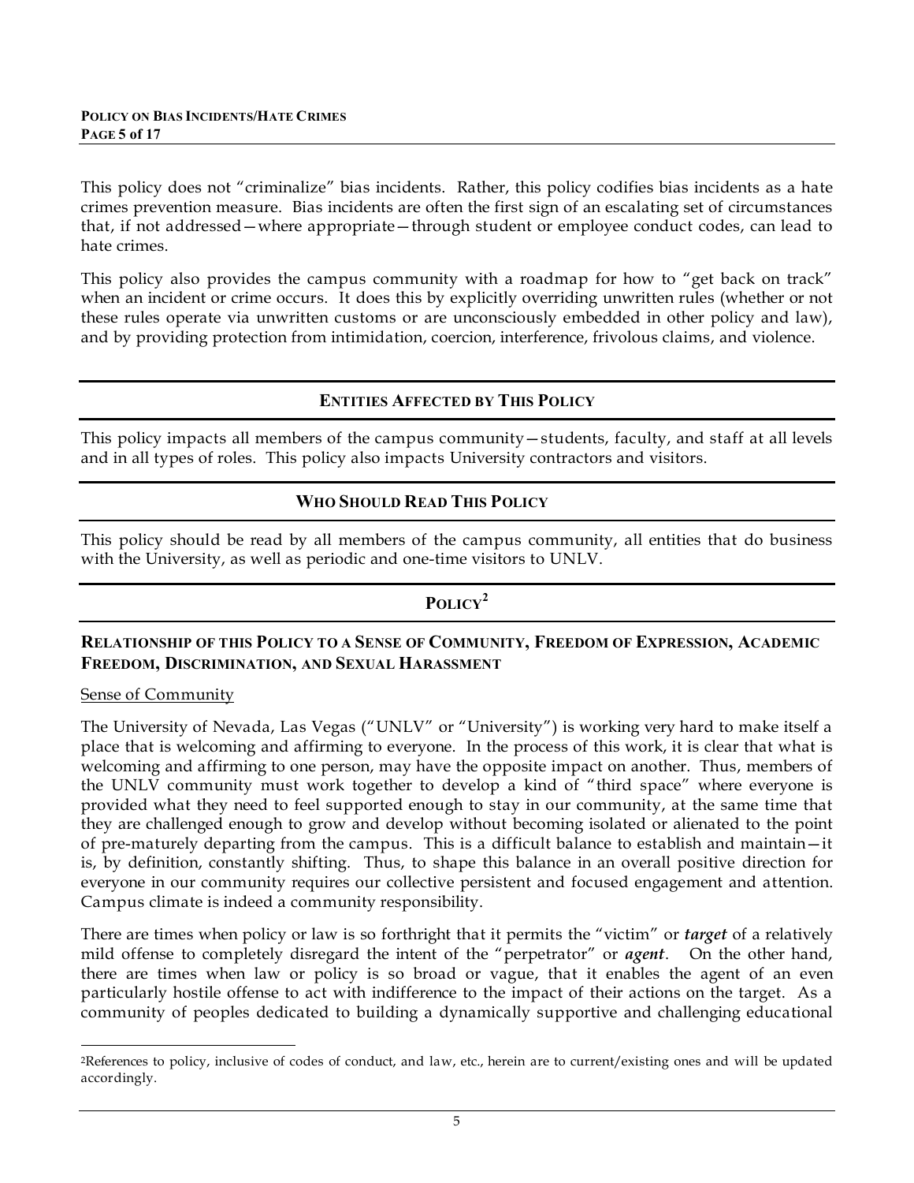This policy does not "criminalize" bias incidents. Rather, this policy codifies bias incidents as a hate crimes prevention measure. Bias incidents are often the first sign of an escalating set of circumstances that, if not addressed—where appropriate—through student or employee conduct codes, can lead to hate crimes.

This policy also provides the campus community with a roadmap for how to "get back on track" when an incident or crime occurs. It does this by explicitly overriding unwritten rules (whether or not these rules operate via unwritten customs or are unconsciously embedded in other policy and law), and by providing protection from intimidation, coercion, interference, frivolous claims, and violence.

## ENTITIES AFFECTED BY THIS POLICY

This policy impacts all members of the campus community—students, faculty, and staff at all levels and in all types of roles. This policy also impacts University contractors and visitors.

## WHO SHOULD READ THIS POLICY

This policy should be read by all members of the campus community, all entities that do business with the University, as well as periodic and one-time visitors to UNLV.

## POLICY[2]

### RELATIONSHIP OF THIS POLICY TO A SENSE OF COMMUNITY, FREEDOM OF EXPRESSION, ACADEMIC FREEDOM, DISCRIMINATION, AND SEXUAL HARASSMENT

Sense of Community

The University of Nevada, Las Vegas ("UNLV" or "University") is working very hard to make itself a place that is welcoming and affirming to everyone. In the process of this work, it is clear that what is welcoming and affirming to one person, may have the opposite impact on another. Thus, members of the UNLV community must work together to develop a kind of "third space" where everyone is provided what they need to feel supported enough to stay in our community, at the same time that they are challenged enough to grow and develop without becoming isolated or alienated to the point of pre-maturely departing from the campus. This is a difficult balance to establish and maintain—it is, by definition, constantly shifting. Thus, to shape this balance in an overall positive direction for everyone in our community requires our collective persistent and focused engagement and attention. Campus climate is indeed a community responsibility.

There are times when policy or law is so forthright that it permits the "victim" or ***target*** of a relatively mild offense to completely disregard the intent of the "perpetrator" or ***agent***. On the other hand, there are times when law or policy is so broad or vague, that it enables the agent of an even particularly hostile offense to act with indifference to the impact of their actions on the target. As a community of peoples dedicated to building a dynamically supportive and challenging educational

[2]References to policy, inclusive of codes of conduct, and law, etc., herein are to current/existing ones and will be updated accordingly.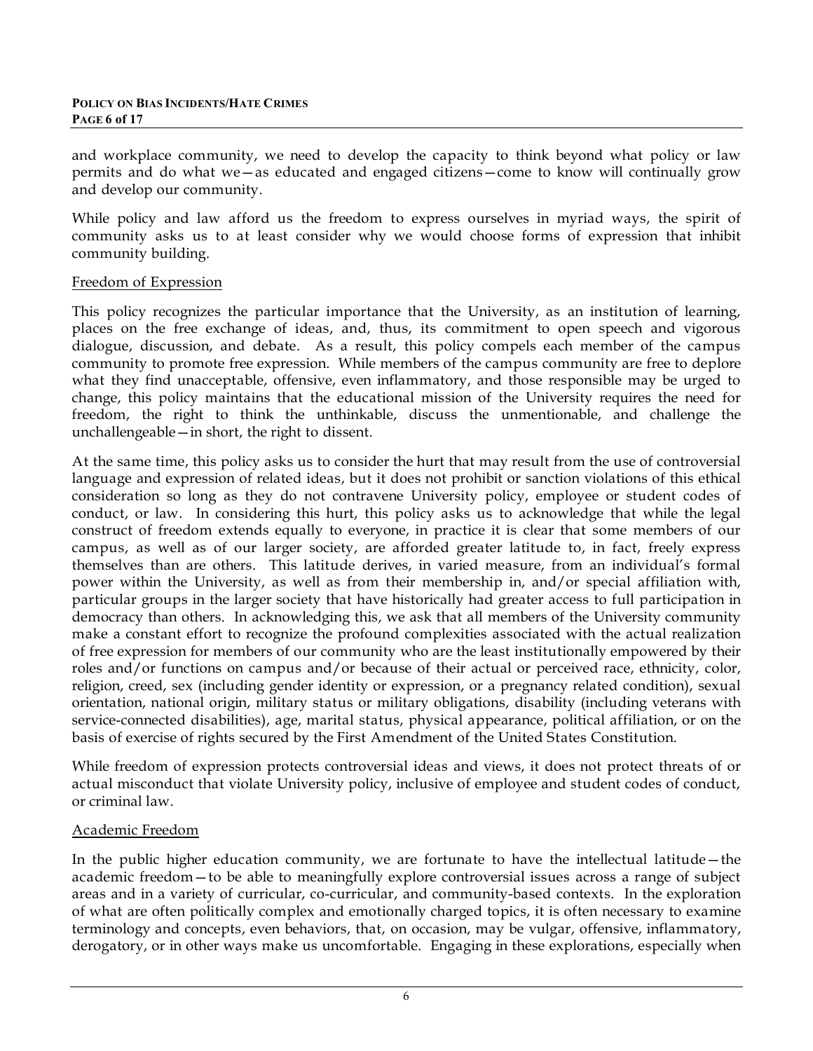and workplace community, we need to develop the capacity to think beyond what policy or law permits and do what we—as educated and engaged citizens—come to know will continually grow and develop our community.

While policy and law afford us the freedom to express ourselves in myriad ways, the spirit of community asks us to at least consider why we would choose forms of expression that inhibit community building.

## Freedom of Expression

This policy recognizes the particular importance that the University, as an institution of learning, places on the free exchange of ideas, and, thus, its commitment to open speech and vigorous dialogue, discussion, and debate. As a result, this policy compels each member of the campus community to promote free expression. While members of the campus community are free to deplore what they find unacceptable, offensive, even inflammatory, and those responsible may be urged to change, this policy maintains that the educational mission of the University requires the need for freedom, the right to think the unthinkable, discuss the unmentionable, and challenge the unchallengeable—in short, the right to dissent.

At the same time, this policy asks us to consider the hurt that may result from the use of controversial language and expression of related ideas, but it does not prohibit or sanction violations of this ethical consideration so long as they do not contravene University policy, employee or student codes of conduct, or law. In considering this hurt, this policy asks us to acknowledge that while the legal construct of freedom extends equally to everyone, in practice it is clear that some members of our campus, as well as of our larger society, are afforded greater latitude to, in fact, freely express themselves than are others. This latitude derives, in varied measure, from an individual's formal power within the University, as well as from their membership in, and/or special affiliation with, particular groups in the larger society that have historically had greater access to full participation in democracy than others. In acknowledging this, we ask that all members of the University community make a constant effort to recognize the profound complexities associated with the actual realization of free expression for members of our community who are the least institutionally empowered by their roles and/or functions on campus and/or because of their actual or perceived race, ethnicity, color, religion, creed, sex (including gender identity or expression, or a pregnancy related condition), sexual orientation, national origin, military status or military obligations, disability (including veterans with service-connected disabilities), age, marital status, physical appearance, political affiliation, or on the basis of exercise of rights secured by the First Amendment of the United States Constitution.

While freedom of expression protects controversial ideas and views, it does not protect threats of or actual misconduct that violate University policy, inclusive of employee and student codes of conduct, or criminal law.

## Academic Freedom

In the public higher education community, we are fortunate to have the intellectual latitude—the academic freedom—to be able to meaningfully explore controversial issues across a range of subject areas and in a variety of curricular, co-curricular, and community-based contexts. In the exploration of what are often politically complex and emotionally charged topics, it is often necessary to examine terminology and concepts, even behaviors, that, on occasion, may be vulgar, offensive, inflammatory, derogatory, or in other ways make us uncomfortable. Engaging in these explorations, especially when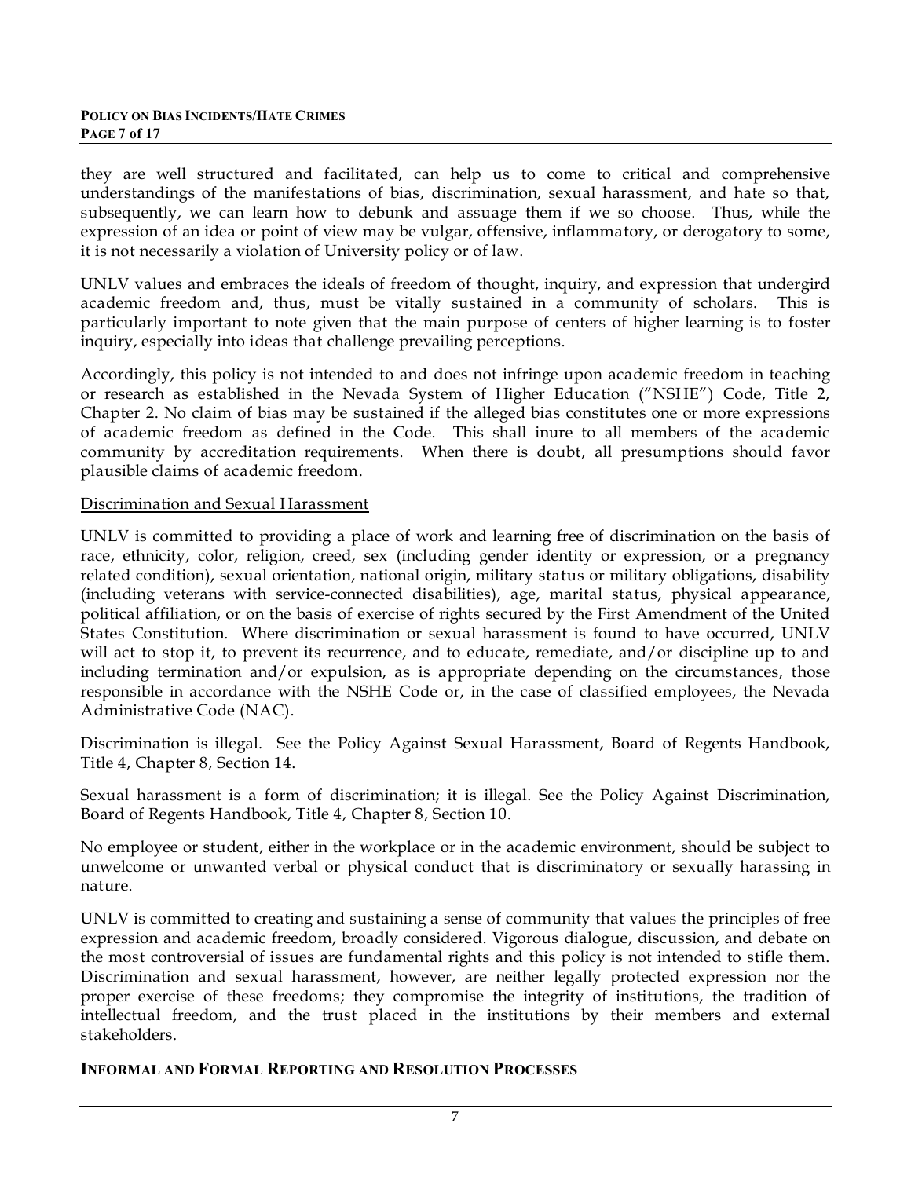they are well structured and facilitated, can help us to come to critical and comprehensive understandings of the manifestations of bias, discrimination, sexual harassment, and hate so that, subsequently, we can learn how to debunk and assuage them if we so choose. Thus, while the expression of an idea or point of view may be vulgar, offensive, inflammatory, or derogatory to some, it is not necessarily a violation of University policy or of law.

UNLV values and embraces the ideals of freedom of thought, inquiry, and expression that undergird academic freedom and, thus, must be vitally sustained in a community of scholars. This is particularly important to note given that the main purpose of centers of higher learning is to foster inquiry, especially into ideas that challenge prevailing perceptions.

Accordingly, this policy is not intended to and does not infringe upon academic freedom in teaching or research as established in the Nevada System of Higher Education ("NSHE") Code, Title 2, Chapter 2. No claim of bias may be sustained if the alleged bias constitutes one or more expressions of academic freedom as defined in the Code. This shall inure to all members of the academic community by accreditation requirements. When there is doubt, all presumptions should favor plausible claims of academic freedom.

Discrimination and Sexual Harassment

UNLV is committed to providing a place of work and learning free of discrimination on the basis of race, ethnicity, color, religion, creed, sex (including gender identity or expression, or a pregnancy related condition), sexual orientation, national origin, military status or military obligations, disability (including veterans with service-connected disabilities), age, marital status, physical appearance, political affiliation, or on the basis of exercise of rights secured by the First Amendment of the United States Constitution. Where discrimination or sexual harassment is found to have occurred, UNLV will act to stop it, to prevent its recurrence, and to educate, remediate, and/or discipline up to and including termination and/or expulsion, as is appropriate depending on the circumstances, those responsible in accordance with the NSHE Code or, in the case of classified employees, the Nevada Administrative Code (NAC).

Discrimination is illegal. See the Policy Against Sexual Harassment, Board of Regents Handbook, Title 4, Chapter 8, Section 14.

Sexual harassment is a form of discrimination; it is illegal. See the Policy Against Discrimination, Board of Regents Handbook, Title 4, Chapter 8, Section 10.

No employee or student, either in the workplace or in the academic environment, should be subject to unwelcome or unwanted verbal or physical conduct that is discriminatory or sexually harassing in nature.

UNLV is committed to creating and sustaining a sense of community that values the principles of free expression and academic freedom, broadly considered. Vigorous dialogue, discussion, and debate on the most controversial of issues are fundamental rights and this policy is not intended to stifle them. Discrimination and sexual harassment, however, are neither legally protected expression nor the proper exercise of these freedoms; they compromise the integrity of institutions, the tradition of intellectual freedom, and the trust placed in the institutions by their members and external stakeholders.

## INFORMAL AND FORMAL REPORTING AND RESOLUTION PROCESSES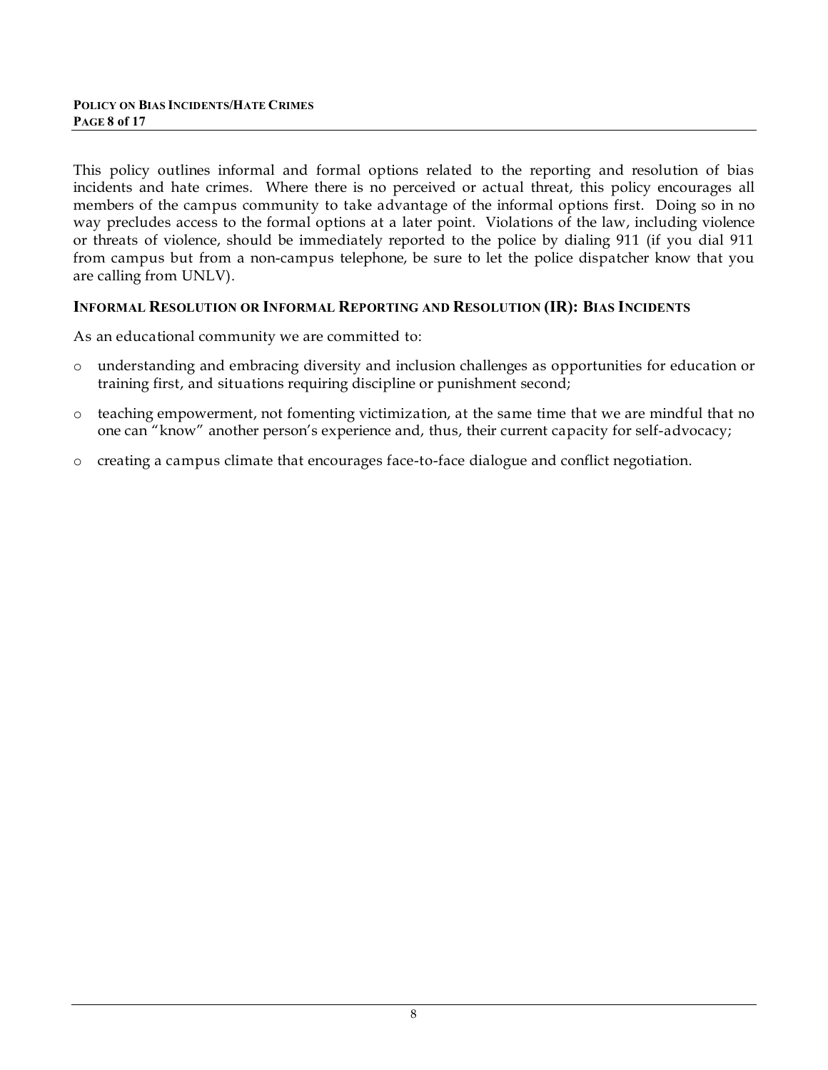This policy outlines informal and formal options related to the reporting and resolution of bias incidents and hate crimes. Where there is no perceived or actual threat, this policy encourages all members of the campus community to take advantage of the informal options first. Doing so in no way precludes access to the formal options at a later point. Violations of the law, including violence or threats of violence, should be immediately reported to the police by dialing 911 (if you dial 911 from campus but from a non-campus telephone, be sure to let the police dispatcher know that you are calling from UNLV).

### INFORMAL RESOLUTION OR INFORMAL REPORTING AND RESOLUTION (IR): BIAS INCIDENTS

As an educational community we are committed to:

- understanding and embracing diversity and inclusion challenges as opportunities for education or training first, and situations requiring discipline or punishment second;
- teaching empowerment, not fomenting victimization, at the same time that we are mindful that no one can "know" another person's experience and, thus, their current capacity for self-advocacy;
- creating a campus climate that encourages face-to-face dialogue and conflict negotiation.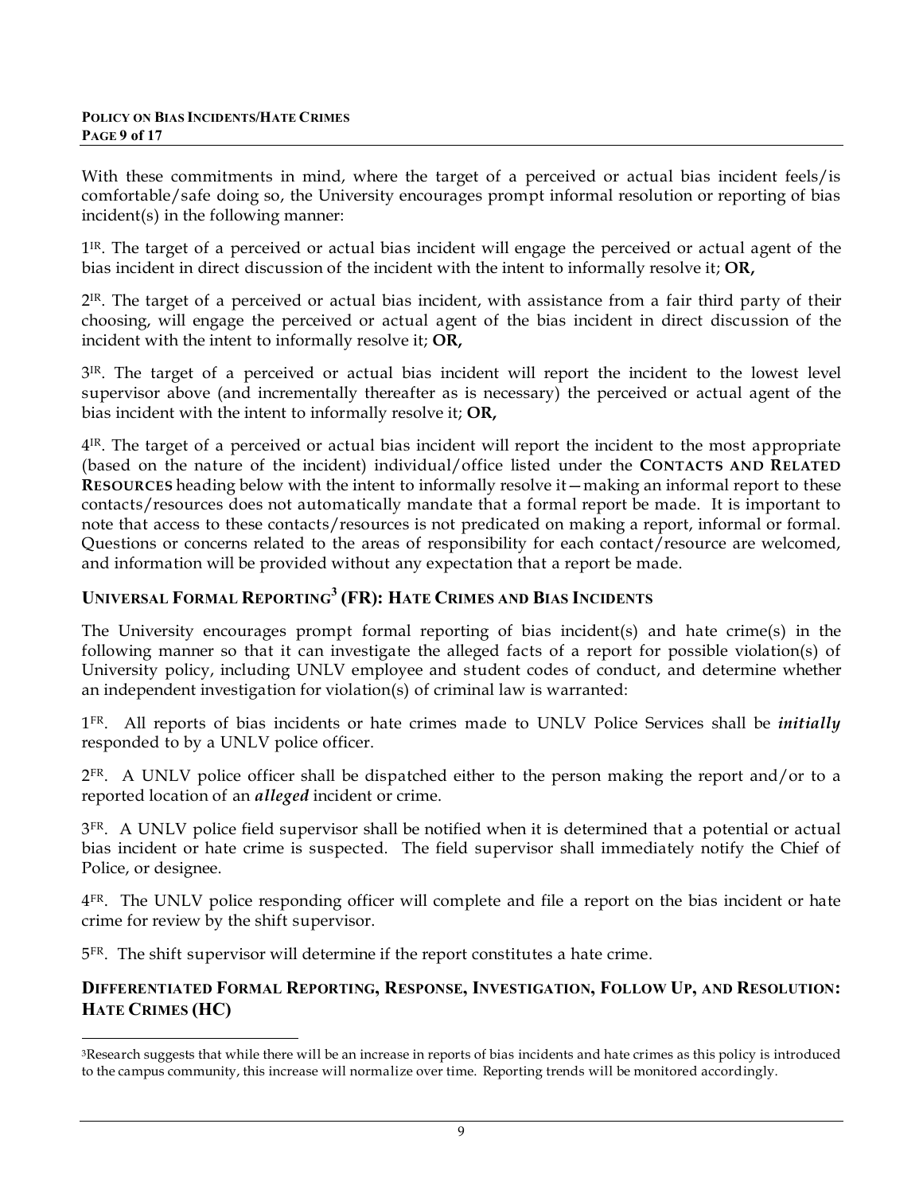With these commitments in mind, where the target of a perceived or actual bias incident feels/is comfortable/safe doing so, the University encourages prompt informal resolution or reporting of bias incident(s) in the following manner:

1[IR]. The target of a perceived or actual bias incident will engage the perceived or actual agent of the bias incident in direct discussion of the incident with the intent to informally resolve it; **OR,**

2[IR]. The target of a perceived or actual bias incident, with assistance from a fair third party of their choosing, will engage the perceived or actual agent of the bias incident in direct discussion of the incident with the intent to informally resolve it; **OR,**

3[IR]. The target of a perceived or actual bias incident will report the incident to the lowest level supervisor above (and incrementally thereafter as is necessary) the perceived or actual agent of the bias incident with the intent to informally resolve it; **OR,**

4[IR]. The target of a perceived or actual bias incident will report the incident to the most appropriate (based on the nature of the incident) individual/office listed under the **CONTACTS AND RELATED RESOURCES** heading below with the intent to informally resolve it—making an informal report to these contacts/resources does not automatically mandate that a formal report be made. It is important to note that access to these contacts/resources is not predicated on making a report, informal or formal. Questions or concerns related to the areas of responsibility for each contact/resource are welcomed, and information will be provided without any expectation that a report be made.

### UNIVERSAL FORMAL REPORTING[3] (FR): HATE CRIMES AND BIAS INCIDENTS

The University encourages prompt formal reporting of bias incident(s) and hate crime(s) in the following manner so that it can investigate the alleged facts of a report for possible violation(s) of University policy, including UNLV employee and student codes of conduct, and determine whether an independent investigation for violation(s) of criminal law is warranted:

1[FR]. All reports of bias incidents or hate crimes made to UNLV Police Services shall be ***initially*** responded to by a UNLV police officer.

2[FR]. A UNLV police officer shall be dispatched either to the person making the report and/or to a reported location of an ***alleged*** incident or crime.

3[FR]. A UNLV police field supervisor shall be notified when it is determined that a potential or actual bias incident or hate crime is suspected. The field supervisor shall immediately notify the Chief of Police, or designee.

4[FR]. The UNLV police responding officer will complete and file a report on the bias incident or hate crime for review by the shift supervisor.

5[FR]. The shift supervisor will determine if the report constitutes a hate crime.

### DIFFERENTIATED FORMAL REPORTING, RESPONSE, INVESTIGATION, FOLLOW UP, AND RESOLUTION: HATE CRIMES (HC)

[3]Research suggests that while there will be an increase in reports of bias incidents and hate crimes as this policy is introduced to the campus community, this increase will normalize over time. Reporting trends will be monitored accordingly.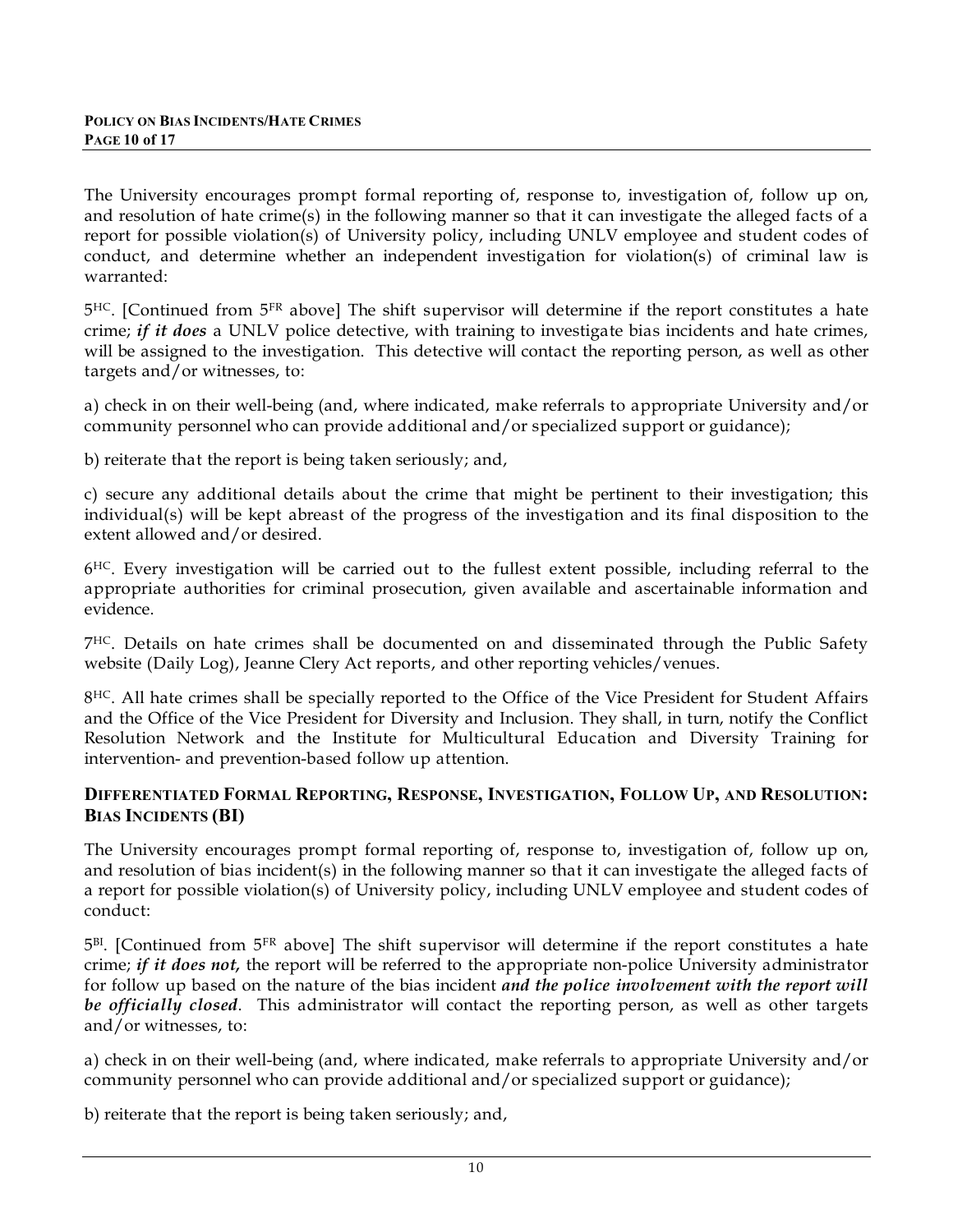The University encourages prompt formal reporting of, response to, investigation of, follow up on, and resolution of hate crime(s) in the following manner so that it can investigate the alleged facts of a report for possible violation(s) of University policy, including UNLV employee and student codes of conduct, and determine whether an independent investigation for violation(s) of criminal law is warranted:

5[HC]. [Continued from 5[FR] above] The shift supervisor will determine if the report constitutes a hate crime; ***if it does*** a UNLV police detective, with training to investigate bias incidents and hate crimes, will be assigned to the investigation. This detective will contact the reporting person, as well as other targets and/or witnesses, to:

a) check in on their well-being (and, where indicated, make referrals to appropriate University and/or community personnel who can provide additional and/or specialized support or guidance);

b) reiterate that the report is being taken seriously; and,

c) secure any additional details about the crime that might be pertinent to their investigation; this individual(s) will be kept abreast of the progress of the investigation and its final disposition to the extent allowed and/or desired.

6[HC]. Every investigation will be carried out to the fullest extent possible, including referral to the appropriate authorities for criminal prosecution, given available and ascertainable information and evidence.

7[HC]. Details on hate crimes shall be documented on and disseminated through the Public Safety website (Daily Log), Jeanne Clery Act reports, and other reporting vehicles/venues.

8[HC]. All hate crimes shall be specially reported to the Office of the Vice President for Student Affairs and the Office of the Vice President for Diversity and Inclusion. They shall, in turn, notify the Conflict Resolution Network and the Institute for Multicultural Education and Diversity Training for intervention- and prevention-based follow up attention.

## DIFFERENTIATED FORMAL REPORTING, RESPONSE, INVESTIGATION, FOLLOW UP, AND RESOLUTION: BIAS INCIDENTS (BI)

The University encourages prompt formal reporting of, response to, investigation of, follow up on, and resolution of bias incident(s) in the following manner so that it can investigate the alleged facts of a report for possible violation(s) of University policy, including UNLV employee and student codes of conduct:

5[BI]. [Continued from 5[FR] above] The shift supervisor will determine if the report constitutes a hate crime; ***if it does not,*** the report will be referred to the appropriate non-police University administrator for follow up based on the nature of the bias incident ***and the police involvement with the report will be officially closed***. This administrator will contact the reporting person, as well as other targets and/or witnesses, to:

a) check in on their well-being (and, where indicated, make referrals to appropriate University and/or community personnel who can provide additional and/or specialized support or guidance);

b) reiterate that the report is being taken seriously; and,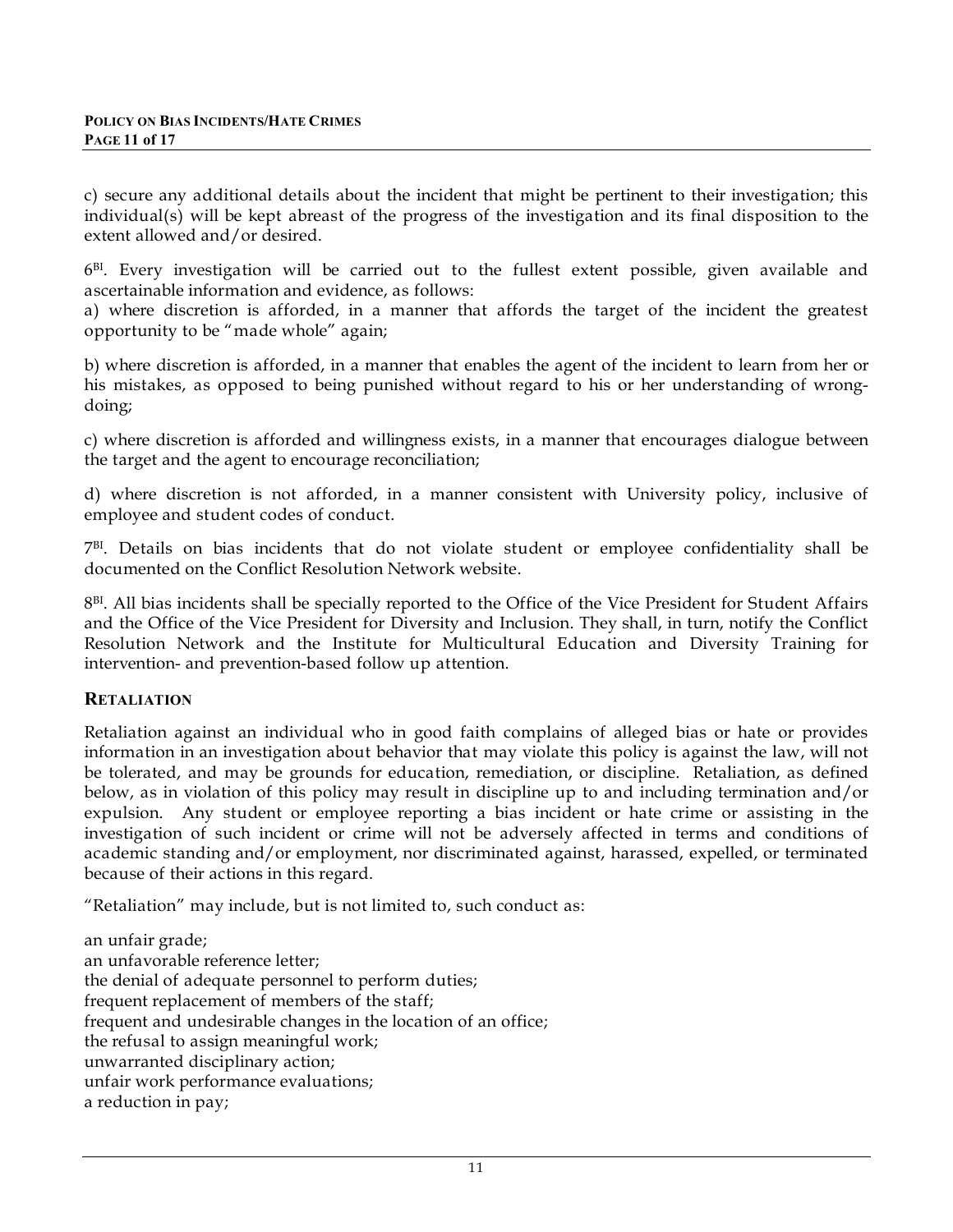c) secure any additional details about the incident that might be pertinent to their investigation; this individual(s) will be kept abreast of the progress of the investigation and its final disposition to the extent allowed and/or desired.

6[BI]. Every investigation will be carried out to the fullest extent possible, given available and ascertainable information and evidence, as follows:

a) where discretion is afforded, in a manner that affords the target of the incident the greatest opportunity to be "made whole" again;

b) where discretion is afforded, in a manner that enables the agent of the incident to learn from her or his mistakes, as opposed to being punished without regard to his or her understanding of wrong-doing;

c) where discretion is afforded and willingness exists, in a manner that encourages dialogue between the target and the agent to encourage reconciliation;

d) where discretion is not afforded, in a manner consistent with University policy, inclusive of employee and student codes of conduct.

7[BI]. Details on bias incidents that do not violate student or employee confidentiality shall be documented on the Conflict Resolution Network website.

8[BI]. All bias incidents shall be specially reported to the Office of the Vice President for Student Affairs and the Office of the Vice President for Diversity and Inclusion. They shall, in turn, notify the Conflict Resolution Network and the Institute for Multicultural Education and Diversity Training for intervention- and prevention-based follow up attention.

## RETALIATION

Retaliation against an individual who in good faith complains of alleged bias or hate or provides information in an investigation about behavior that may violate this policy is against the law, will not be tolerated, and may be grounds for education, remediation, or discipline. Retaliation, as defined below, as in violation of this policy may result in discipline up to and including termination and/or expulsion. Any student or employee reporting a bias incident or hate crime or assisting in the investigation of such incident or crime will not be adversely affected in terms and conditions of academic standing and/or employment, nor discriminated against, harassed, expelled, or terminated because of their actions in this regard.

"Retaliation" may include, but is not limited to, such conduct as:

an unfair grade;
an unfavorable reference letter;
the denial of adequate personnel to perform duties;
frequent replacement of members of the staff;
frequent and undesirable changes in the location of an office;
the refusal to assign meaningful work;
unwarranted disciplinary action;
unfair work performance evaluations;
a reduction in pay;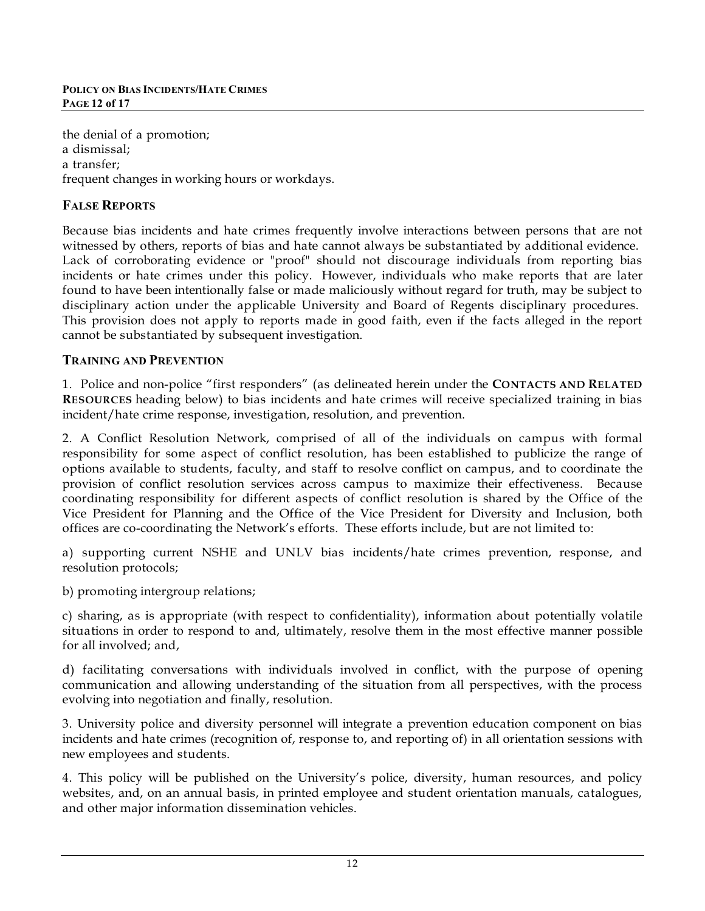the denial of a promotion;
a dismissal;
a transfer;
frequent changes in working hours or workdays.

## FALSE REPORTS

Because bias incidents and hate crimes frequently involve interactions between persons that are not witnessed by others, reports of bias and hate cannot always be substantiated by additional evidence. Lack of corroborating evidence or "proof" should not discourage individuals from reporting bias incidents or hate crimes under this policy. However, individuals who make reports that are later found to have been intentionally false or made maliciously without regard for truth, may be subject to disciplinary action under the applicable University and Board of Regents disciplinary procedures. This provision does not apply to reports made in good faith, even if the facts alleged in the report cannot be substantiated by subsequent investigation.

## TRAINING AND PREVENTION

1. Police and non-police "first responders" (as delineated herein under the **CONTACTS AND RELATED RESOURCES** heading below) to bias incidents and hate crimes will receive specialized training in bias incident/hate crime response, investigation, resolution, and prevention.

2. A Conflict Resolution Network, comprised of all of the individuals on campus with formal responsibility for some aspect of conflict resolution, has been established to publicize the range of options available to students, faculty, and staff to resolve conflict on campus, and to coordinate the provision of conflict resolution services across campus to maximize their effectiveness. Because coordinating responsibility for different aspects of conflict resolution is shared by the Office of the Vice President for Planning and the Office of the Vice President for Diversity and Inclusion, both offices are co-coordinating the Network's efforts. These efforts include, but are not limited to:

a) supporting current NSHE and UNLV bias incidents/hate crimes prevention, response, and resolution protocols;

b) promoting intergroup relations;

c) sharing, as is appropriate (with respect to confidentiality), information about potentially volatile situations in order to respond to and, ultimately, resolve them in the most effective manner possible for all involved; and,

d) facilitating conversations with individuals involved in conflict, with the purpose of opening communication and allowing understanding of the situation from all perspectives, with the process evolving into negotiation and finally, resolution.

3. University police and diversity personnel will integrate a prevention education component on bias incidents and hate crimes (recognition of, response to, and reporting of) in all orientation sessions with new employees and students.

4. This policy will be published on the University's police, diversity, human resources, and policy websites, and, on an annual basis, in printed employee and student orientation manuals, catalogues, and other major information dissemination vehicles.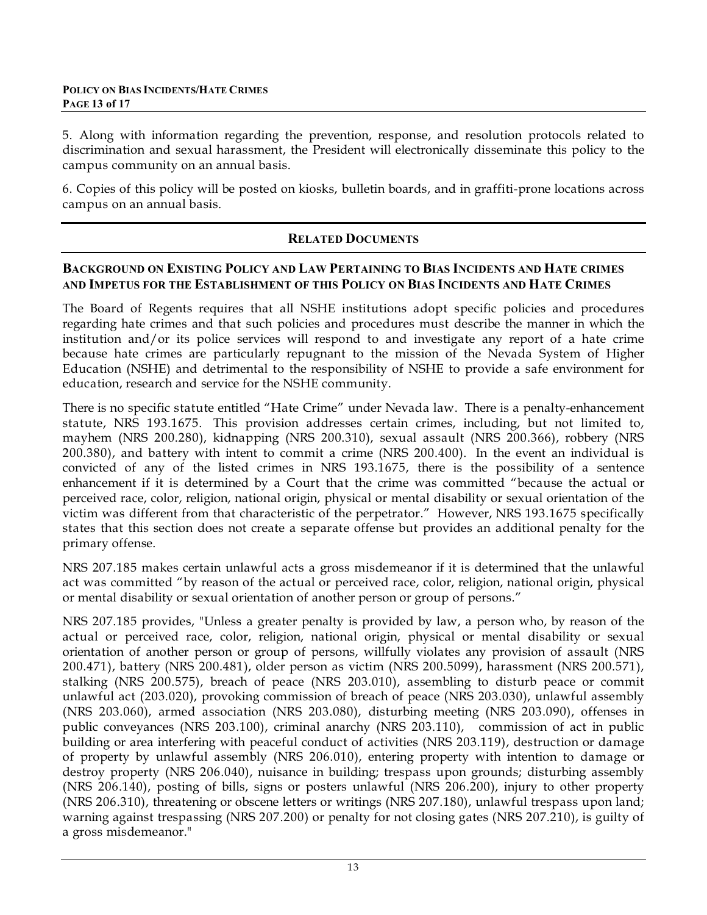5. Along with information regarding the prevention, response, and resolution protocols related to discrimination and sexual harassment, the President will electronically disseminate this policy to the campus community on an annual basis.

6. Copies of this policy will be posted on kiosks, bulletin boards, and in graffiti-prone locations across campus on an annual basis.

## RELATED DOCUMENTS

### BACKGROUND ON EXISTING POLICY AND LAW PERTAINING TO BIAS INCIDENTS AND HATE CRIMES AND IMPETUS FOR THE ESTABLISHMENT OF THIS POLICY ON BIAS INCIDENTS AND HATE CRIMES

The Board of Regents requires that all NSHE institutions adopt specific policies and procedures regarding hate crimes and that such policies and procedures must describe the manner in which the institution and/or its police services will respond to and investigate any report of a hate crime because hate crimes are particularly repugnant to the mission of the Nevada System of Higher Education (NSHE) and detrimental to the responsibility of NSHE to provide a safe environment for education, research and service for the NSHE community.

There is no specific statute entitled "Hate Crime" under Nevada law. There is a penalty-enhancement statute, NRS 193.1675. This provision addresses certain crimes, including, but not limited to, mayhem (NRS 200.280), kidnapping (NRS 200.310), sexual assault (NRS 200.366), robbery (NRS 200.380), and battery with intent to commit a crime (NRS 200.400). In the event an individual is convicted of any of the listed crimes in NRS 193.1675, there is the possibility of a sentence enhancement if it is determined by a Court that the crime was committed "because the actual or perceived race, color, religion, national origin, physical or mental disability or sexual orientation of the victim was different from that characteristic of the perpetrator." However, NRS 193.1675 specifically states that this section does not create a separate offense but provides an additional penalty for the primary offense.

NRS 207.185 makes certain unlawful acts a gross misdemeanor if it is determined that the unlawful act was committed "by reason of the actual or perceived race, color, religion, national origin, physical or mental disability or sexual orientation of another person or group of persons."

NRS 207.185 provides, "Unless a greater penalty is provided by law, a person who, by reason of the actual or perceived race, color, religion, national origin, physical or mental disability or sexual orientation of another person or group of persons, willfully violates any provision of assault (NRS 200.471), battery (NRS 200.481), older person as victim (NRS 200.5099), harassment (NRS 200.571), stalking (NRS 200.575), breach of peace (NRS 203.010), assembling to disturb peace or commit unlawful act (203.020), provoking commission of breach of peace (NRS 203.030), unlawful assembly (NRS 203.060), armed association (NRS 203.080), disturbing meeting (NRS 203.090), offenses in public conveyances (NRS 203.100), criminal anarchy (NRS 203.110), commission of act in public building or area interfering with peaceful conduct of activities (NRS 203.119), destruction or damage of property by unlawful assembly (NRS 206.010), entering property with intention to damage or destroy property (NRS 206.040), nuisance in building; trespass upon grounds; disturbing assembly (NRS 206.140), posting of bills, signs or posters unlawful (NRS 206.200), injury to other property (NRS 206.310), threatening or obscene letters or writings (NRS 207.180), unlawful trespass upon land; warning against trespassing (NRS 207.200) or penalty for not closing gates (NRS 207.210), is guilty of a gross misdemeanor."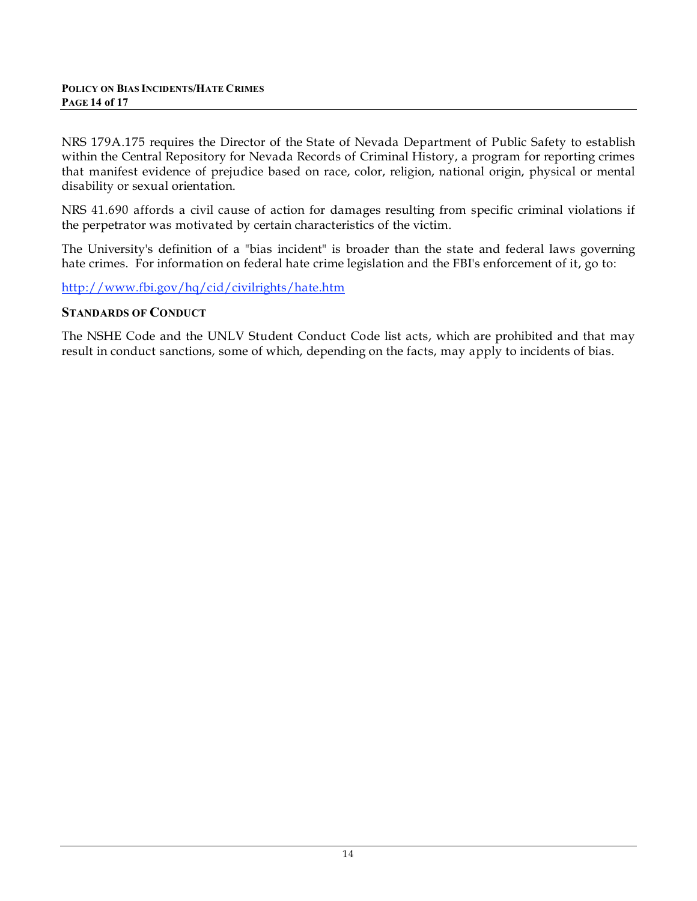NRS 179A.175 requires the Director of the State of Nevada Department of Public Safety to establish within the Central Repository for Nevada Records of Criminal History, a program for reporting crimes that manifest evidence of prejudice based on race, color, religion, national origin, physical or mental disability or sexual orientation.

NRS 41.690 affords a civil cause of action for damages resulting from specific criminal violations if the perpetrator was motivated by certain characteristics of the victim.

The University's definition of a "bias incident" is broader than the state and federal laws governing hate crimes. For information on federal hate crime legislation and the FBI's enforcement of it, go to:

http://www.fbi.gov/hq/cid/civilrights/hate.htm

## STANDARDS OF CONDUCT

The NSHE Code and the UNLV Student Conduct Code list acts, which are prohibited and that may result in conduct sanctions, some of which, depending on the facts, may apply to incidents of bias.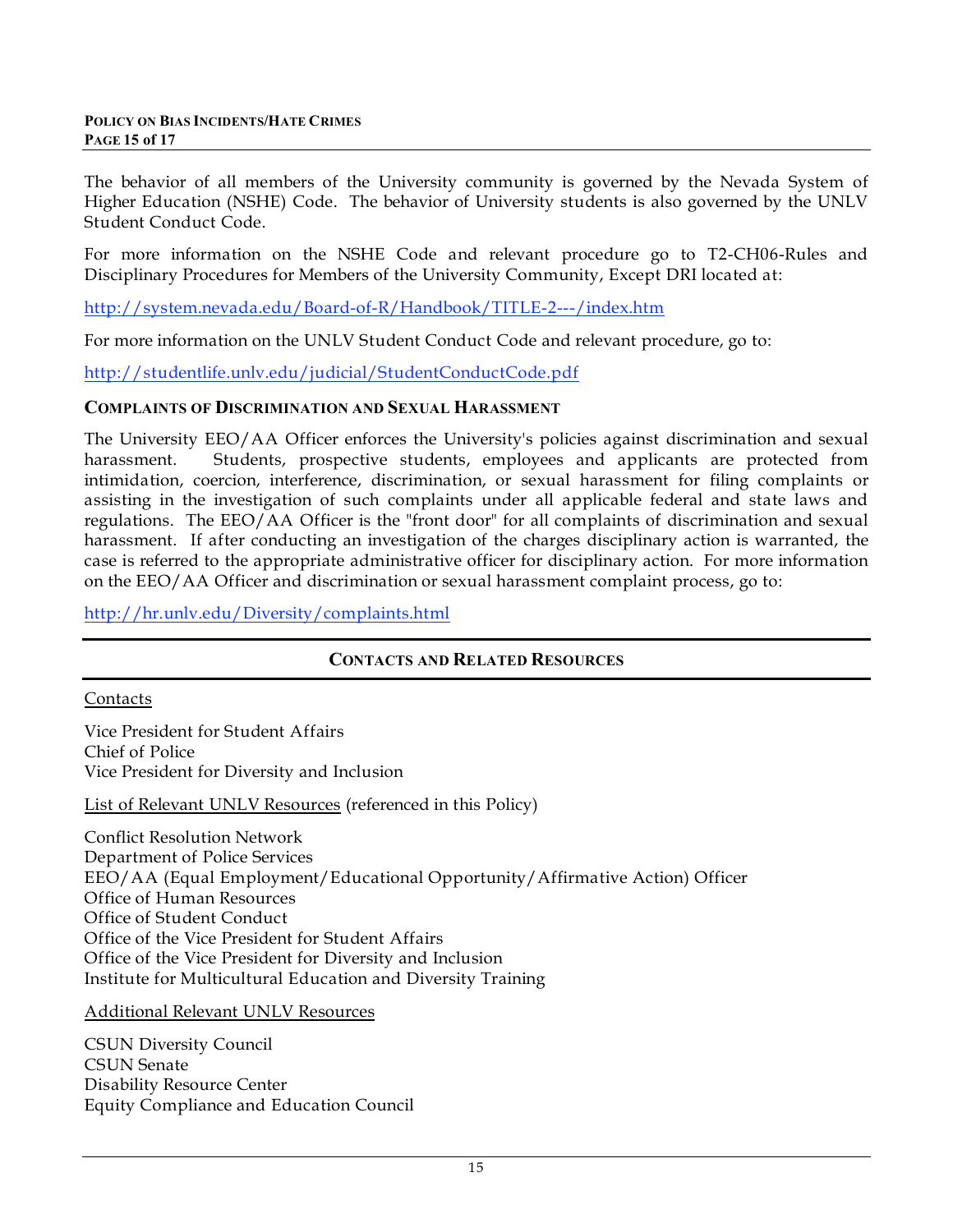The behavior of all members of the University community is governed by the Nevada System of Higher Education (NSHE) Code. The behavior of University students is also governed by the UNLV Student Conduct Code.

For more information on the NSHE Code and relevant procedure go to T2-CH06-Rules and Disciplinary Procedures for Members of the University Community, Except DRI located at:

http://system.nevada.edu/Board-of-R/Handbook/TITLE-2---/index.htm

For more information on the UNLV Student Conduct Code and relevant procedure, go to:

http://studentlife.unlv.edu/judicial/StudentConductCode.pdf

### COMPLAINTS OF DISCRIMINATION AND SEXUAL HARASSMENT

The University EEO/AA Officer enforces the University's policies against discrimination and sexual harassment. Students, prospective students, employees and applicants are protected from intimidation, coercion, interference, discrimination, or sexual harassment for filing complaints or assisting in the investigation of such complaints under all applicable federal and state laws and regulations. The EEO/AA Officer is the "front door" for all complaints of discrimination and sexual harassment. If after conducting an investigation of the charges disciplinary action is warranted, the case is referred to the appropriate administrative officer for disciplinary action. For more information on the EEO/AA Officer and discrimination or sexual harassment complaint process, go to:

http://hr.unlv.edu/Diversity/complaints.html

## CONTACTS AND RELATED RESOURCES

Contacts

Vice President for Student Affairs
Chief of Police
Vice President for Diversity and Inclusion

List of Relevant UNLV Resources (referenced in this Policy)

Conflict Resolution Network
Department of Police Services
EEO/AA (Equal Employment/Educational Opportunity/Affirmative Action) Officer
Office of Human Resources
Office of Student Conduct
Office of the Vice President for Student Affairs
Office of the Vice President for Diversity and Inclusion
Institute for Multicultural Education and Diversity Training

Additional Relevant UNLV Resources

CSUN Diversity Council
CSUN Senate
Disability Resource Center
Equity Compliance and Education Council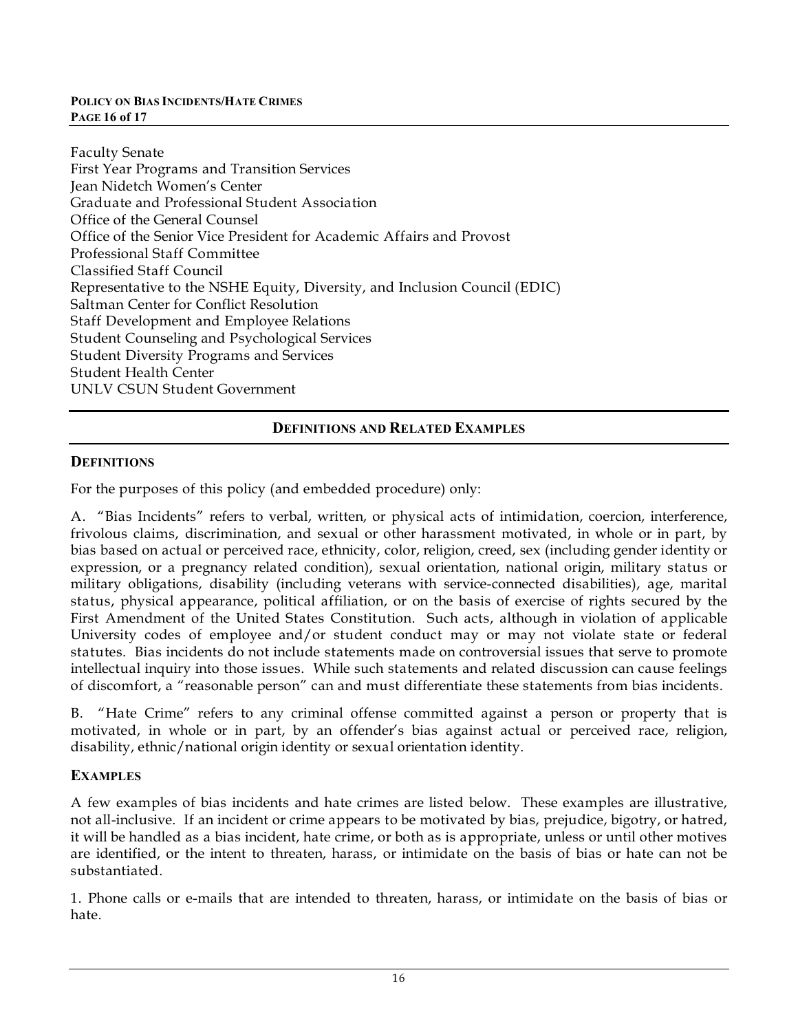Faculty Senate
First Year Programs and Transition Services
Jean Nidetch Women's Center
Graduate and Professional Student Association
Office of the General Counsel
Office of the Senior Vice President for Academic Affairs and Provost
Professional Staff Committee
Classified Staff Council
Representative to the NSHE Equity, Diversity, and Inclusion Council (EDIC)
Saltman Center for Conflict Resolution
Staff Development and Employee Relations
Student Counseling and Psychological Services
Student Diversity Programs and Services
Student Health Center
UNLV CSUN Student Government

## DEFINITIONS AND RELATED EXAMPLES

### DEFINITIONS

For the purposes of this policy (and embedded procedure) only:

A. "Bias Incidents" refers to verbal, written, or physical acts of intimidation, coercion, interference, frivolous claims, discrimination, and sexual or other harassment motivated, in whole or in part, by bias based on actual or perceived race, ethnicity, color, religion, creed, sex (including gender identity or expression, or a pregnancy related condition), sexual orientation, national origin, military status or military obligations, disability (including veterans with service-connected disabilities), age, marital status, physical appearance, political affiliation, or on the basis of exercise of rights secured by the First Amendment of the United States Constitution. Such acts, although in violation of applicable University codes of employee and/or student conduct may or may not violate state or federal statutes. Bias incidents do not include statements made on controversial issues that serve to promote intellectual inquiry into those issues. While such statements and related discussion can cause feelings of discomfort, a "reasonable person" can and must differentiate these statements from bias incidents.

B. "Hate Crime" refers to any criminal offense committed against a person or property that is motivated, in whole or in part, by an offender's bias against actual or perceived race, religion, disability, ethnic/national origin identity or sexual orientation identity.

### EXAMPLES

A few examples of bias incidents and hate crimes are listed below. These examples are illustrative, not all-inclusive. If an incident or crime appears to be motivated by bias, prejudice, bigotry, or hatred, it will be handled as a bias incident, hate crime, or both as is appropriate, unless or until other motives are identified, or the intent to threaten, harass, or intimidate on the basis of bias or hate can not be substantiated.

1. Phone calls or e-mails that are intended to threaten, harass, or intimidate on the basis of bias or hate.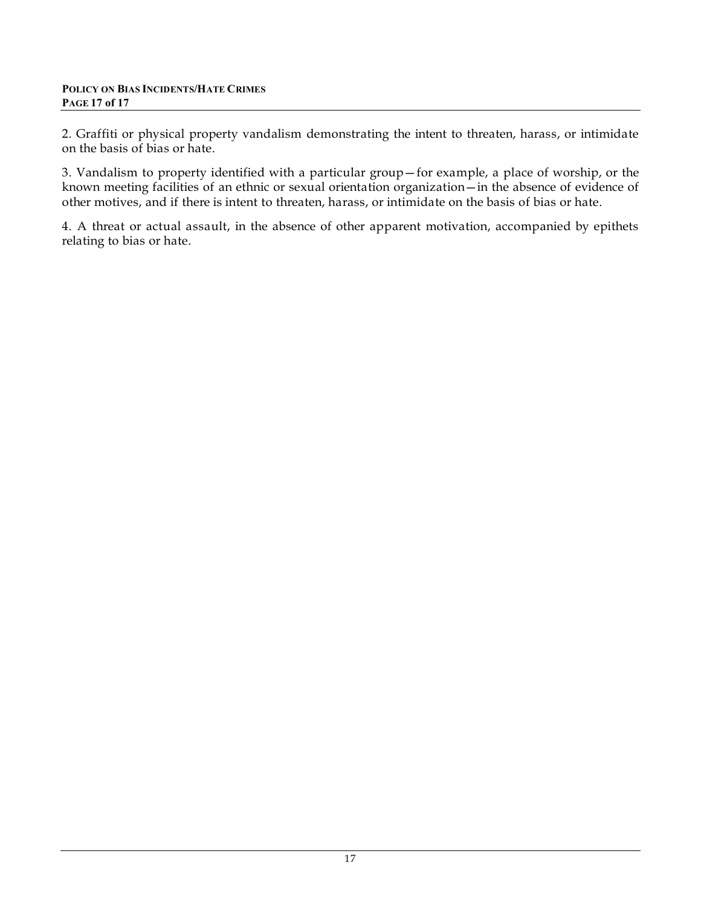2. Graffiti or physical property vandalism demonstrating the intent to threaten, harass, or intimidate on the basis of bias or hate.

3. Vandalism to property identified with a particular group—for example, a place of worship, or the known meeting facilities of an ethnic or sexual orientation organization—in the absence of evidence of other motives, and if there is intent to threaten, harass, or intimidate on the basis of bias or hate.

4. A threat or actual assault, in the absence of other apparent motivation, accompanied by epithets relating to bias or hate.